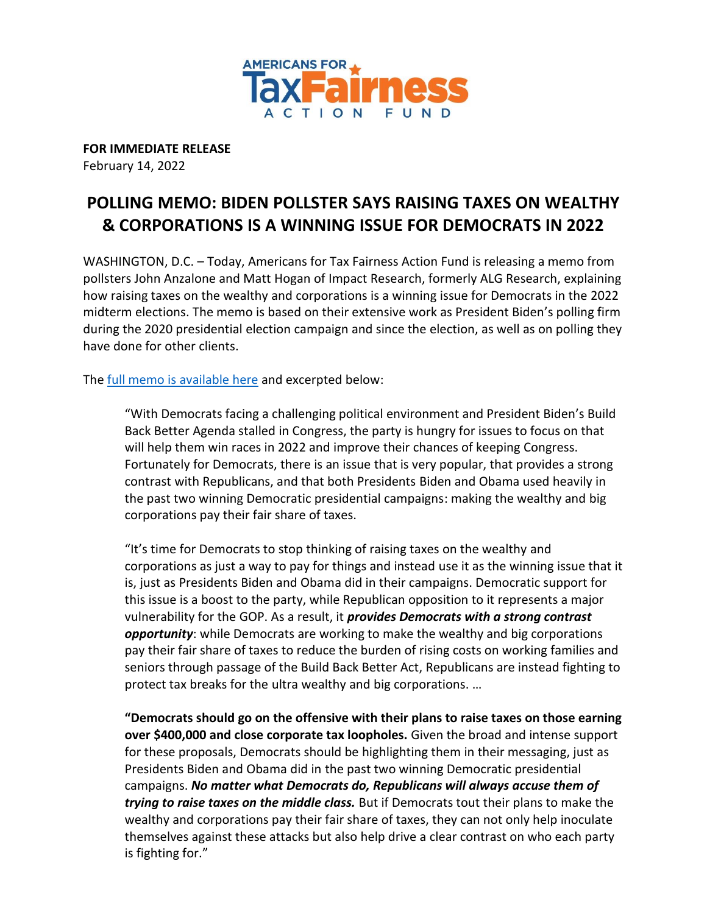AMERICANS FOR TaxFairness ACTION FUND

**FOR IMMEDIATE RELEASE**
February 14, 2022

# POLLING MEMO: BIDEN POLLSTER SAYS RAISING TAXES ON WEALTHY & CORPORATIONS IS A WINNING ISSUE FOR DEMOCRATS IN 2022

WASHINGTON, D.C. – Today, Americans for Tax Fairness Action Fund is releasing a memo from pollsters John Anzalone and Matt Hogan of Impact Research, formerly ALG Research, explaining how raising taxes on the wealthy and corporations is a winning issue for Democrats in the 2022 midterm elections. The memo is based on their extensive work as President Biden's polling firm during the 2020 presidential election campaign and since the election, as well as on polling they have done for other clients.

The full memo is available here and excerpted below:

> "With Democrats facing a challenging political environment and President Biden's Build Back Better Agenda stalled in Congress, the party is hungry for issues to focus on that will help them win races in 2022 and improve their chances of keeping Congress. Fortunately for Democrats, there is an issue that is very popular, that provides a strong contrast with Republicans, and that both Presidents Biden and Obama used heavily in the past two winning Democratic presidential campaigns: making the wealthy and big corporations pay their fair share of taxes.
>
> "It's time for Democrats to stop thinking of raising taxes on the wealthy and corporations as just a way to pay for things and instead use it as the winning issue that it is, just as Presidents Biden and Obama did in their campaigns. Democratic support for this issue is a boost to the party, while Republican opposition to it represents a major vulnerability for the GOP. As a result, it ***provides Democrats with a strong contrast opportunity***: while Democrats are working to make the wealthy and big corporations pay their fair share of taxes to reduce the burden of rising costs on working families and seniors through passage of the Build Back Better Act, Republicans are instead fighting to protect tax breaks for the ultra wealthy and big corporations. …
>
> **"Democrats should go on the offensive with their plans to raise taxes on those earning over $400,000 and close corporate tax loopholes.** Given the broad and intense support for these proposals, Democrats should be highlighting them in their messaging, just as Presidents Biden and Obama did in the past two winning Democratic presidential campaigns. ***No matter what Democrats do, Republicans will always accuse them of trying to raise taxes on the middle class.*** But if Democrats tout their plans to make the wealthy and corporations pay their fair share of taxes, they can not only help inoculate themselves against these attacks but also help drive a clear contrast on who each party is fighting for."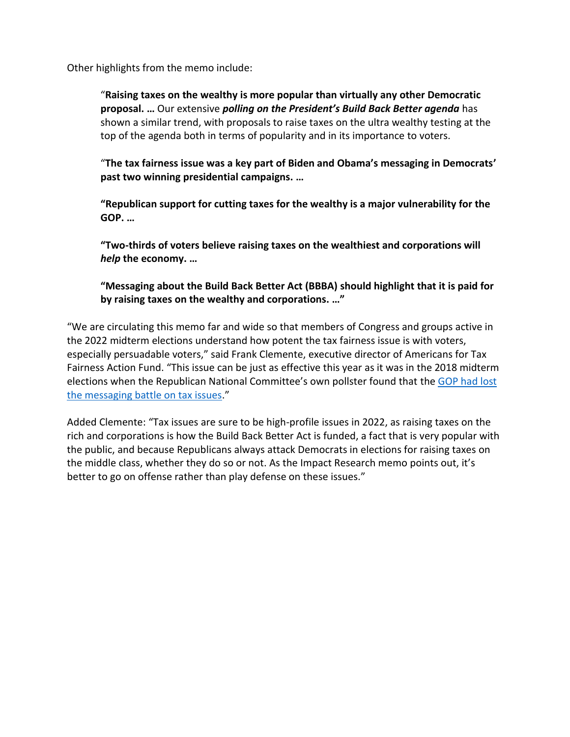Other highlights from the memo include:

> "**Raising taxes on the wealthy is more popular than virtually any other Democratic proposal. …** Our extensive ***polling on the President's Build Back Better agenda*** has shown a similar trend, with proposals to raise taxes on the ultra wealthy testing at the top of the agenda both in terms of popularity and in its importance to voters.
>
> "**The tax fairness issue was a key part of Biden and Obama's messaging in Democrats' past two winning presidential campaigns. …**
>
> **"Republican support for cutting taxes for the wealthy is a major vulnerability for the GOP. …**
>
> **"Two-thirds of voters believe raising taxes on the wealthiest and corporations will *help* the economy. …**
>
> **"Messaging about the Build Back Better Act (BBBA) should highlight that it is paid for by raising taxes on the wealthy and corporations. …"**

"We are circulating this memo far and wide so that members of Congress and groups active in the 2022 midterm elections understand how potent the tax fairness issue is with voters, especially persuadable voters," said Frank Clemente, executive director of Americans for Tax Fairness Action Fund. "This issue can be just as effective this year as it was in the 2018 midterm elections when the Republican National Committee's own pollster found that the GOP had lost the messaging battle on tax issues."

Added Clemente: "Tax issues are sure to be high-profile issues in 2022, as raising taxes on the rich and corporations is how the Build Back Better Act is funded, a fact that is very popular with the public, and because Republicans always attack Democrats in elections for raising taxes on the middle class, whether they do so or not. As the Impact Research memo points out, it's better to go on offense rather than play defense on these issues."